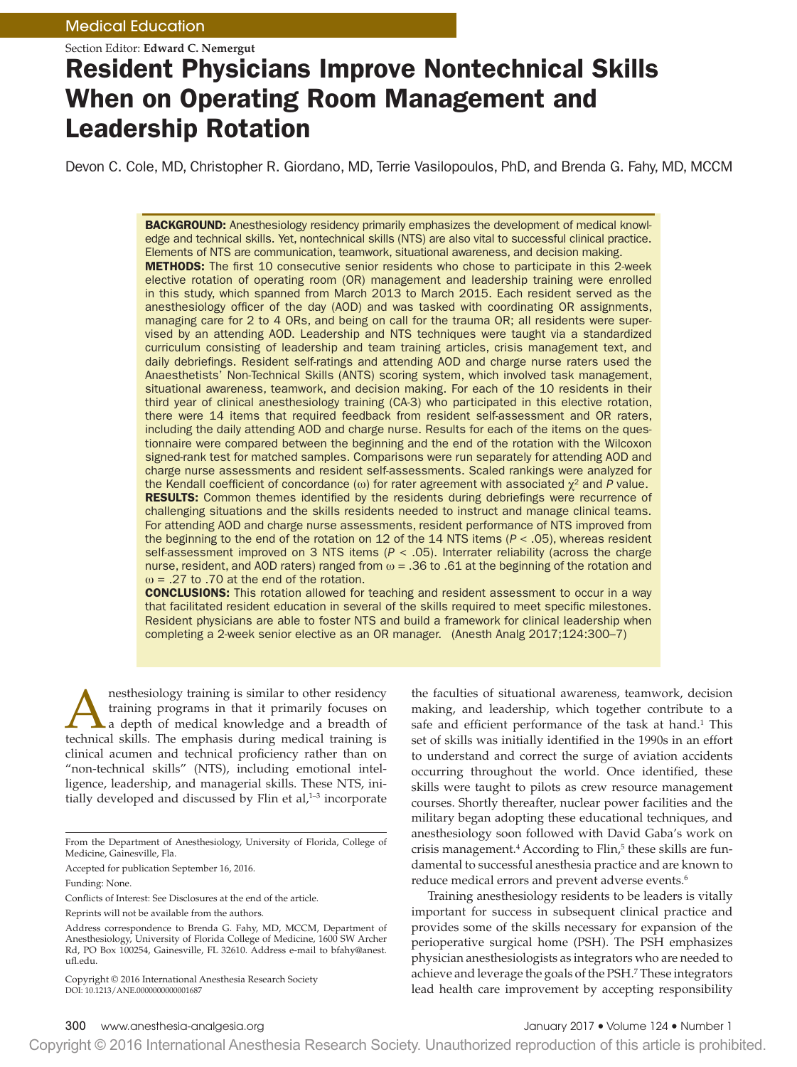Medical Education

Section Editor: **Edward C. Nemergut**

# Resident Physicians Improve Nontechnical Skills When on Operating Room Management and Leadership Rotation

Devon C. Cole, MD, Christopher R. Giordano, MD, Terrie Vasilopoulos, PhD, and Brenda G. Fahy, MD, MCCM

**BACKGROUND:** Anesthesiology residency primarily emphasizes the development of medical knowledge and technical skills. Yet, nontechnical skills (NTS) are also vital to successful clinical practice. Elements of NTS are communication, teamwork, situational awareness, and decision making.

**METHODS:** The first 10 consecutive senior residents who chose to participate in this 2-week elective rotation of operating room (OR) management and leadership training were enrolled in this study, which spanned from March 2013 to March 2015. Each resident served as the anesthesiology officer of the day (AOD) and was tasked with coordinating OR assignments, managing care for 2 to 4 ORs, and being on call for the trauma OR; all residents were supervised by an attending AOD. Leadership and NTS techniques were taught via a standardized curriculum consisting of leadership and team training articles, crisis management text, and daily debriefings. Resident self-ratings and attending AOD and charge nurse raters used the Anaesthetists' Non-Technical Skills (ANTS) scoring system, which involved task management, situational awareness, teamwork, and decision making. For each of the 10 residents in their third year of clinical anesthesiology training (CA-3) who participated in this elective rotation, there were 14 items that required feedback from resident self-assessment and OR raters, including the daily attending AOD and charge nurse. Results for each of the items on the questionnaire were compared between the beginning and the end of the rotation with the Wilcoxon signed-rank test for matched samples. Comparisons were run separately for attending AOD and charge nurse assessments and resident self-assessments. Scaled rankings were analyzed for the Kendall coefficient of concordance ($\omega$) for rater agreement with associated $\chi^2$ and $P$ value.

**RESULTS:** Common themes identified by the residents during debriefings were recurrence of challenging situations and the skills residents needed to instruct and manage clinical teams. For attending AOD and charge nurse assessments, resident performance of NTS improved from the beginning to the end of the rotation on 12 of the 14 NTS items ($P < .05$), whereas resident self-assessment improved on 3 NTS items ($P < .05$). Interrater reliability (across the charge nurse, resident, and AOD raters) ranged from $\omega = .36$ to $.61$ at the beginning of the rotation and $\omega = .27$ to $.70$ at the end of the rotation.

**CONCLUSIONS:** This rotation allowed for teaching and resident assessment to occur in a way that facilitated resident education in several of the skills required to meet specific milestones. Resident physicians are able to foster NTS and build a framework for clinical leadership when completing a 2-week senior elective as an OR manager. (Anesth Analg 2017;124:300–7)

Anesthesiology training is similar to other residency training programs in that it primarily focuses on a depth of medical knowledge and a breadth of technical skills. The emphasis during medical training is clinical acumen and technical proficiency rather than on "non-technical skills" (NTS), including emotional intelligence, leadership, and managerial skills. These NTS, initially developed and discussed by Flin et al,[1–3] incorporate the faculties of situational awareness, teamwork, decision making, and leadership, which together contribute to a safe and efficient performance of the task at hand.[1] This set of skills was initially identified in the 1990s in an effort to understand and correct the surge of aviation accidents occurring throughout the world. Once identified, these skills were taught to pilots as crew resource management courses. Shortly thereafter, nuclear power facilities and the military began adopting these educational techniques, and anesthesiology soon followed with David Gaba's work on crisis management.[4] According to Flin,[5] these skills are fundamental to successful anesthesia practice and are known to reduce medical errors and prevent adverse events.[6]

Training anesthesiology residents to be leaders is vitally important for success in subsequent clinical practice and provides some of the skills necessary for expansion of the perioperative surgical home (PSH). The PSH emphasizes physician anesthesiologists as integrators who are needed to achieve and leverage the goals of the PSH.[7] These integrators lead health care improvement by accepting responsibility

From the Department of Anesthesiology, University of Florida, College of Medicine, Gainesville, Fla.

Accepted for publication September 16, 2016.

Funding: None.

Conflicts of Interest: See Disclosures at the end of the article.

Reprints will not be available from the authors.

Address correspondence to Brenda G. Fahy, MD, MCCM, Department of Anesthesiology, University of Florida College of Medicine, 1600 SW Archer Rd, PO Box 100254, Gainesville, FL 32610. Address e-mail to bfahy@anest.ufl.edu.

Copyright © 2016 International Anesthesia Research Society
DOI: 10.1213/ANE.0000000000001687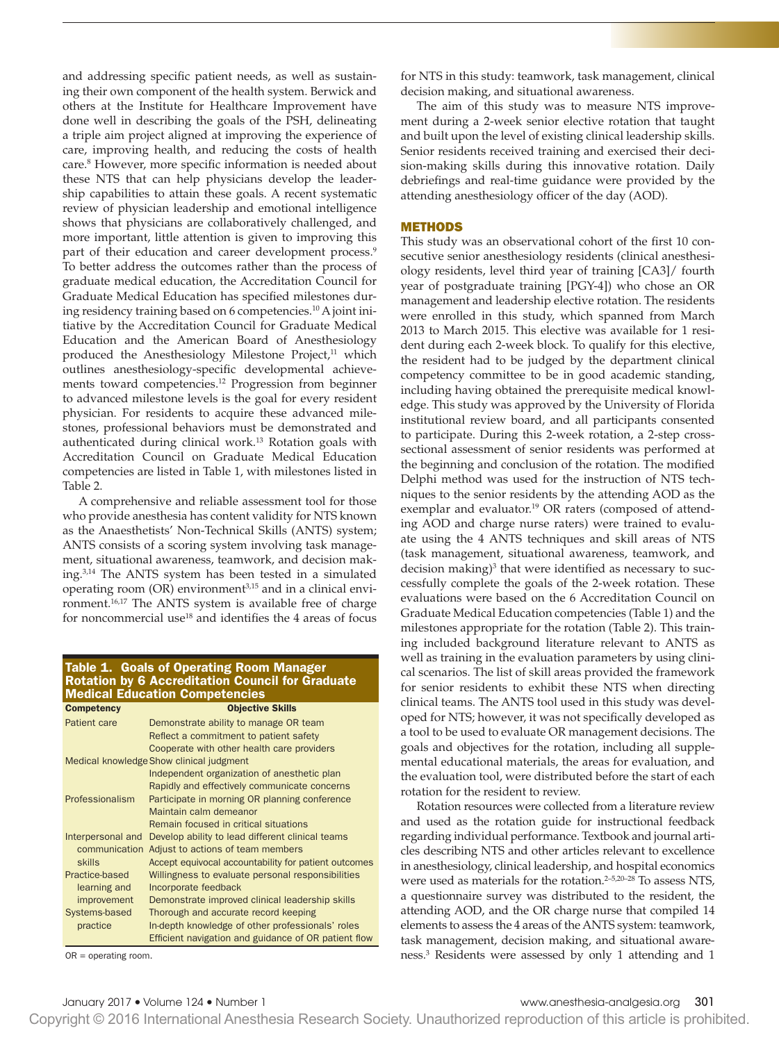and addressing specific patient needs, as well as sustaining their own component of the health system. Berwick and others at the Institute for Healthcare Improvement have done well in describing the goals of the PSH, delineating a triple aim project aligned at improving the experience of care, improving health, and reducing the costs of health care.[8] However, more specific information is needed about these NTS that can help physicians develop the leadership capabilities to attain these goals. A recent systematic review of physician leadership and emotional intelligence shows that physicians are collaboratively challenged, and more important, little attention is given to improving this part of their education and career development process.[9] To better address the outcomes rather than the process of graduate medical education, the Accreditation Council for Graduate Medical Education has specified milestones during residency training based on 6 competencies.[10] A joint initiative by the Accreditation Council for Graduate Medical Education and the American Board of Anesthesiology produced the Anesthesiology Milestone Project,[11] which outlines anesthesiology-specific developmental achievements toward competencies.[12] Progression from beginner to advanced milestone levels is the goal for every resident physician. For residents to acquire these advanced milestones, professional behaviors must be demonstrated and authenticated during clinical work.[13] Rotation goals with Accreditation Council on Graduate Medical Education competencies are listed in Table 1, with milestones listed in Table 2.

A comprehensive and reliable assessment tool for those who provide anesthesia has content validity for NTS known as the Anaesthetists' Non-Technical Skills (ANTS) system; ANTS consists of a scoring system involving task management, situational awareness, teamwork, and decision making.[3,14] The ANTS system has been tested in a simulated operating room (OR) environment[3,15] and in a clinical environment.[16,17] The ANTS system is available free of charge for noncommercial use[18] and identifies the 4 areas of focus for NTS in this study: teamwork, task management, clinical decision making, and situational awareness.

**Table 1. Goals of Operating Room Manager Rotation by 6 Accreditation Council for Graduate Medical Education Competencies**

| Competency | Objective Skills |
|---|---|
| Patient care | Demonstrate ability to manage OR team |
| | Reflect a commitment to patient safety |
| | Cooperate with other health care providers |
| Medical knowledge | Show clinical judgment |
| | Independent organization of anesthetic plan |
| | Rapidly and effectively communicate concerns |
| Professionalism | Participate in morning OR planning conference |
| | Maintain calm demeanor |
| | Remain focused in critical situations |
| Interpersonal and communication skills | Develop ability to lead different clinical teams |
| | Adjust to actions of team members |
| | Accept equivocal accountability for patient outcomes |
| Practice-based learning and improvement | Willingness to evaluate personal responsibilities |
| | Incorporate feedback |
| | Demonstrate improved clinical leadership skills |
| Systems-based practice | Thorough and accurate record keeping |
| | In-depth knowledge of other professionals' roles |
| | Efficient navigation and guidance of OR patient flow |

OR = operating room.

The aim of this study was to measure NTS improvement during a 2-week senior elective rotation that taught and built upon the level of existing clinical leadership skills. Senior residents received training and exercised their decision-making skills during this innovative rotation. Daily debriefings and real-time guidance were provided by the attending anesthesiology officer of the day (AOD).

## METHODS

This study was an observational cohort of the first 10 consecutive senior anesthesiology residents (clinical anesthesiology residents, level third year of training [CA3]/ fourth year of postgraduate training [PGY-4]) who chose an OR management and leadership elective rotation. The residents were enrolled in this study, which spanned from March 2013 to March 2015. This elective was available for 1 resident during each 2-week block. To qualify for this elective, the resident had to be judged by the department clinical competency committee to be in good academic standing, including having obtained the prerequisite medical knowledge. This study was approved by the University of Florida institutional review board, and all participants consented to participate. During this 2-week rotation, a 2-step cross-sectional assessment of senior residents was performed at the beginning and conclusion of the rotation. The modified Delphi method was used for the instruction of NTS techniques to the senior residents by the attending AOD as the exemplar and evaluator.[19] OR raters (composed of attending AOD and charge nurse raters) were trained to evaluate using the 4 ANTS techniques and skill areas of NTS (task management, situational awareness, teamwork, and decision making)[3] that were identified as necessary to successfully complete the goals of the 2-week rotation. These evaluations were based on the 6 Accreditation Council on Graduate Medical Education competencies (Table 1) and the milestones appropriate for the rotation (Table 2). This training included background literature relevant to ANTS as well as training in the evaluation parameters by using clinical scenarios. The list of skill areas provided the framework for senior residents to exhibit these NTS when directing clinical teams. The ANTS tool used in this study was developed for NTS; however, it was not specifically developed as a tool to be used to evaluate OR management decisions. The goals and objectives for the rotation, including all supplemental educational materials, the areas for evaluation, and the evaluation tool, were distributed before the start of each rotation for the resident to review.

Rotation resources were collected from a literature review and used as the rotation guide for instructional feedback regarding individual performance. Textbook and journal articles describing NTS and other articles relevant to excellence in anesthesiology, clinical leadership, and hospital economics were used as materials for the rotation.[2–5,20–28] To assess NTS, a questionnaire survey was distributed to the resident, the attending AOD, and the OR charge nurse that compiled 14 elements to assess the 4 areas of the ANTS system: teamwork, task management, decision making, and situational awareness.[3] Residents were assessed by only 1 attending and 1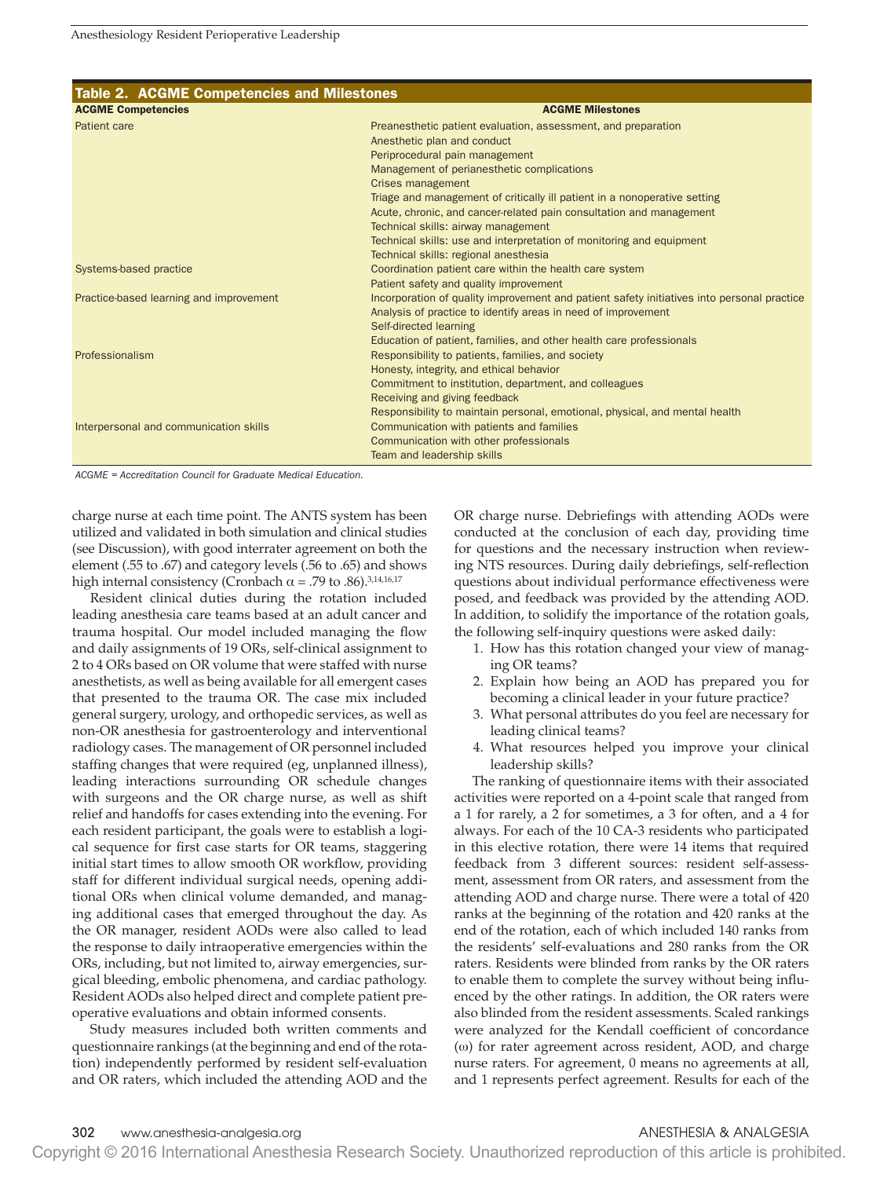**Table 2. ACGME Competencies and Milestones**

| ACGME Competencies | ACGME Milestones |
|---|---|
| Patient care | Preanesthetic patient evaluation, assessment, and preparation |
| | Anesthetic plan and conduct |
| | Periprocedural pain management |
| | Management of perianesthetic complications |
| | Crises management |
| | Triage and management of critically ill patient in a nonoperative setting |
| | Acute, chronic, and cancer-related pain consultation and management |
| | Technical skills: airway management |
| | Technical skills: use and interpretation of monitoring and equipment |
| | Technical skills: regional anesthesia |
| Systems-based practice | Coordination patient care within the health care system |
| | Patient safety and quality improvement |
| Practice-based learning and improvement | Incorporation of quality improvement and patient safety initiatives into personal practice |
| | Analysis of practice to identify areas in need of improvement |
| | Self-directed learning |
| | Education of patient, families, and other health care professionals |
| Professionalism | Responsibility to patients, families, and society |
| | Honesty, integrity, and ethical behavior |
| | Commitment to institution, department, and colleagues |
| | Receiving and giving feedback |
| | Responsibility to maintain personal, emotional, physical, and mental health |
| Interpersonal and communication skills | Communication with patients and families |
| | Communication with other professionals |
| | Team and leadership skills |

*ACGME = Accreditation Council for Graduate Medical Education.*

charge nurse at each time point. The ANTS system has been utilized and validated in both simulation and clinical studies (see Discussion), with good interrater agreement on both the element (.55 to .67) and category levels (.56 to .65) and shows high internal consistency (Cronbach $\alpha$ = .79 to .86).[3,14,16,17]

Resident clinical duties during the rotation included leading anesthesia care teams based at an adult cancer and trauma hospital. Our model included managing the flow and daily assignments of 19 ORs, self-clinical assignment to 2 to 4 ORs based on OR volume that were staffed with nurse anesthetists, as well as being available for all emergent cases that presented to the trauma OR. The case mix included general surgery, urology, and orthopedic services, as well as non-OR anesthesia for gastroenterology and interventional radiology cases. The management of OR personnel included staffing changes that were required (eg, unplanned illness), leading interactions surrounding OR schedule changes with surgeons and the OR charge nurse, as well as shift relief and handoffs for cases extending into the evening. For each resident participant, the goals were to establish a logical sequence for first case starts for OR teams, staggering initial start times to allow smooth OR workflow, providing staff for different individual surgical needs, opening additional ORs when clinical volume demanded, and managing additional cases that emerged throughout the day. As the OR manager, resident AODs were also called to lead the response to daily intraoperative emergencies within the ORs, including, but not limited to, airway emergencies, surgical bleeding, embolic phenomena, and cardiac pathology. Resident AODs also helped direct and complete patient preoperative evaluations and obtain informed consents.

Study measures included both written comments and questionnaire rankings (at the beginning and end of the rotation) independently performed by resident self-evaluation and OR raters, which included the attending AOD and the OR charge nurse. Debriefings with attending AODs were conducted at the conclusion of each day, providing time for questions and the necessary instruction when reviewing NTS resources. During daily debriefings, self-reflection questions about individual performance effectiveness were posed, and feedback was provided by the attending AOD. In addition, to solidify the importance of the rotation goals, the following self-inquiry questions were asked daily:

1. How has this rotation changed your view of managing OR teams?
2. Explain how being an AOD has prepared you for becoming a clinical leader in your future practice?
3. What personal attributes do you feel are necessary for leading clinical teams?
4. What resources helped you improve your clinical leadership skills?

The ranking of questionnaire items with their associated activities were reported on a 4-point scale that ranged from a 1 for rarely, a 2 for sometimes, a 3 for often, and a 4 for always. For each of the 10 CA-3 residents who participated in this elective rotation, there were 14 items that required feedback from 3 different sources: resident self-assessment, assessment from OR raters, and assessment from the attending AOD and charge nurse. There were a total of 420 ranks at the beginning of the rotation and 420 ranks at the end of the rotation, each of which included 140 ranks from the residents' self-evaluations and 280 ranks from the OR raters. Residents were blinded from ranks by the OR raters to enable them to complete the survey without being influenced by the other ratings. In addition, the OR raters were also blinded from the resident assessments. Scaled rankings were analyzed for the Kendall coefficient of concordance ($\omega$) for rater agreement across resident, AOD, and charge nurse raters. For agreement, 0 means no agreements at all, and 1 represents perfect agreement. Results for each of the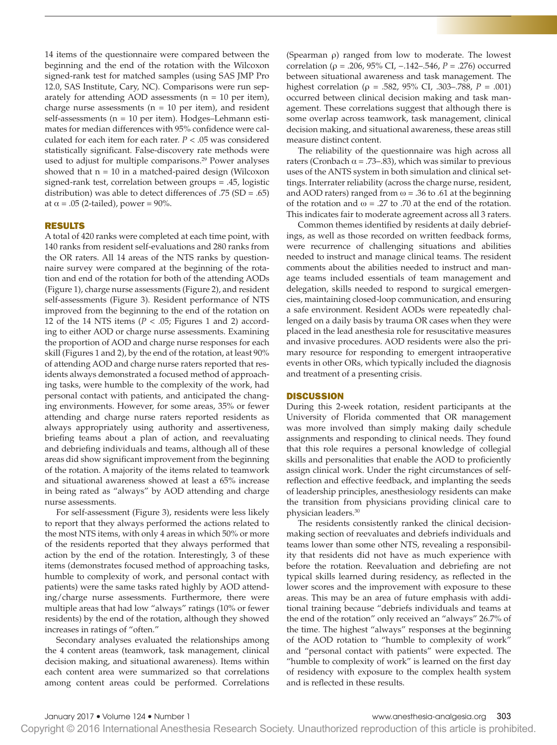14 items of the questionnaire were compared between the beginning and the end of the rotation with the Wilcoxon signed-rank test for matched samples (using SAS JMP Pro 12.0, SAS Institute, Cary, NC). Comparisons were run separately for attending AOD assessments (n = 10 per item), charge nurse assessments (n = 10 per item), and resident self-assessments (n = 10 per item). Hodges–Lehmann estimates for median differences with 95% confidence were calculated for each item for each rater. $P < .05$ was considered statistically significant. False-discovery rate methods were used to adjust for multiple comparisons.[29] Power analyses showed that n = 10 in a matched-paired design (Wilcoxon signed-rank test, correlation between groups = .45, logistic distribution) was able to detect differences of .75 (SD = .65) at $\alpha = .05$ (2-tailed), power = 90%.

## RESULTS

A total of 420 ranks were completed at each time point, with 140 ranks from resident self-evaluations and 280 ranks from the OR raters. All 14 areas of the NTS ranks by questionnaire survey were compared at the beginning of the rotation and end of the rotation for both of the attending AODs (Figure 1), charge nurse assessments (Figure 2), and resident self-assessments (Figure 3). Resident performance of NTS improved from the beginning to the end of the rotation on 12 of the 14 NTS items ($P < .05$; Figures 1 and 2) according to either AOD or charge nurse assessments. Examining the proportion of AOD and charge nurse responses for each skill (Figures 1 and 2), by the end of the rotation, at least 90% of attending AOD and charge nurse raters reported that residents always demonstrated a focused method of approaching tasks, were humble to the complexity of the work, had personal contact with patients, and anticipated the changing environments. However, for some areas, 35% or fewer attending and charge nurse raters reported residents as always appropriately using authority and assertiveness, briefing teams about a plan of action, and reevaluating and debriefing individuals and teams, although all of these areas did show significant improvement from the beginning of the rotation. A majority of the items related to teamwork and situational awareness showed at least a 65% increase in being rated as "always" by AOD attending and charge nurse assessments.

For self-assessment (Figure 3), residents were less likely to report that they always performed the actions related to the most NTS items, with only 4 areas in which 50% or more of the residents reported that they always performed that action by the end of the rotation. Interestingly, 3 of these items (demonstrates focused method of approaching tasks, humble to complexity of work, and personal contact with patients) were the same tasks rated highly by AOD attending/charge nurse assessments. Furthermore, there were multiple areas that had low "always" ratings (10% or fewer residents) by the end of the rotation, although they showed increases in ratings of "often."

Secondary analyses evaluated the relationships among the 4 content areas (teamwork, task management, clinical decision making, and situational awareness). Items within each content area were summarized so that correlations among content areas could be performed. Correlations (Spearman $\rho$) ranged from low to moderate. The lowest correlation ($\rho = .206$, 95% CI, −.142–.546, $P = .276$) occurred between situational awareness and task management. The highest correlation ($\rho = .582$, 95% CI, .303–.788, $P = .001$) occurred between clinical decision making and task management. These correlations suggest that although there is some overlap across teamwork, task management, clinical decision making, and situational awareness, these areas still measure distinct content.

The reliability of the questionnaire was high across all raters (Cronbach $\alpha = .73$–$.83$), which was similar to previous uses of the ANTS system in both simulation and clinical settings. Interrater reliability (across the charge nurse, resident, and AOD raters) ranged from $\omega = .36$ to $.61$ at the beginning of the rotation and $\omega = .27$ to $.70$ at the end of the rotation. This indicates fair to moderate agreement across all 3 raters.

Common themes identified by residents at daily debriefings, as well as those recorded on written feedback forms, were recurrence of challenging situations and abilities needed to instruct and manage clinical teams. The resident comments about the abilities needed to instruct and manage teams included essentials of team management and delegation, skills needed to respond to surgical emergencies, maintaining closed-loop communication, and ensuring a safe environment. Resident AODs were repeatedly challenged on a daily basis by trauma OR cases when they were placed in the lead anesthesia role for resuscitative measures and invasive procedures. AOD residents were also the primary resource for responding to emergent intraoperative events in other ORs, which typically included the diagnosis and treatment of a presenting crisis.

## DISCUSSION

During this 2-week rotation, resident participants at the University of Florida commented that OR management was more involved than simply making daily schedule assignments and responding to clinical needs. They found that this role requires a personal knowledge of collegial skills and personalities that enable the AOD to proficiently assign clinical work. Under the right circumstances of self-reflection and effective feedback, and implanting the seeds of leadership principles, anesthesiology residents can make the transition from physicians providing clinical care to physician leaders.[30]

The residents consistently ranked the clinical decision-making section of reevaluates and debriefs individuals and teams lower than some other NTS, revealing a responsibility that residents did not have as much experience with before the rotation. Reevaluation and debriefing are not typical skills learned during residency, as reflected in the lower scores and the improvement with exposure to these areas. This may be an area of future emphasis with additional training because "debriefs individuals and teams at the end of the rotation" only received an "always" 26.7% of the time. The highest "always" responses at the beginning of the AOD rotation to "humble to complexity of work" and "personal contact with patients" were expected. The "humble to complexity of work" is learned on the first day of residency with exposure to the complex health system and is reflected in these results.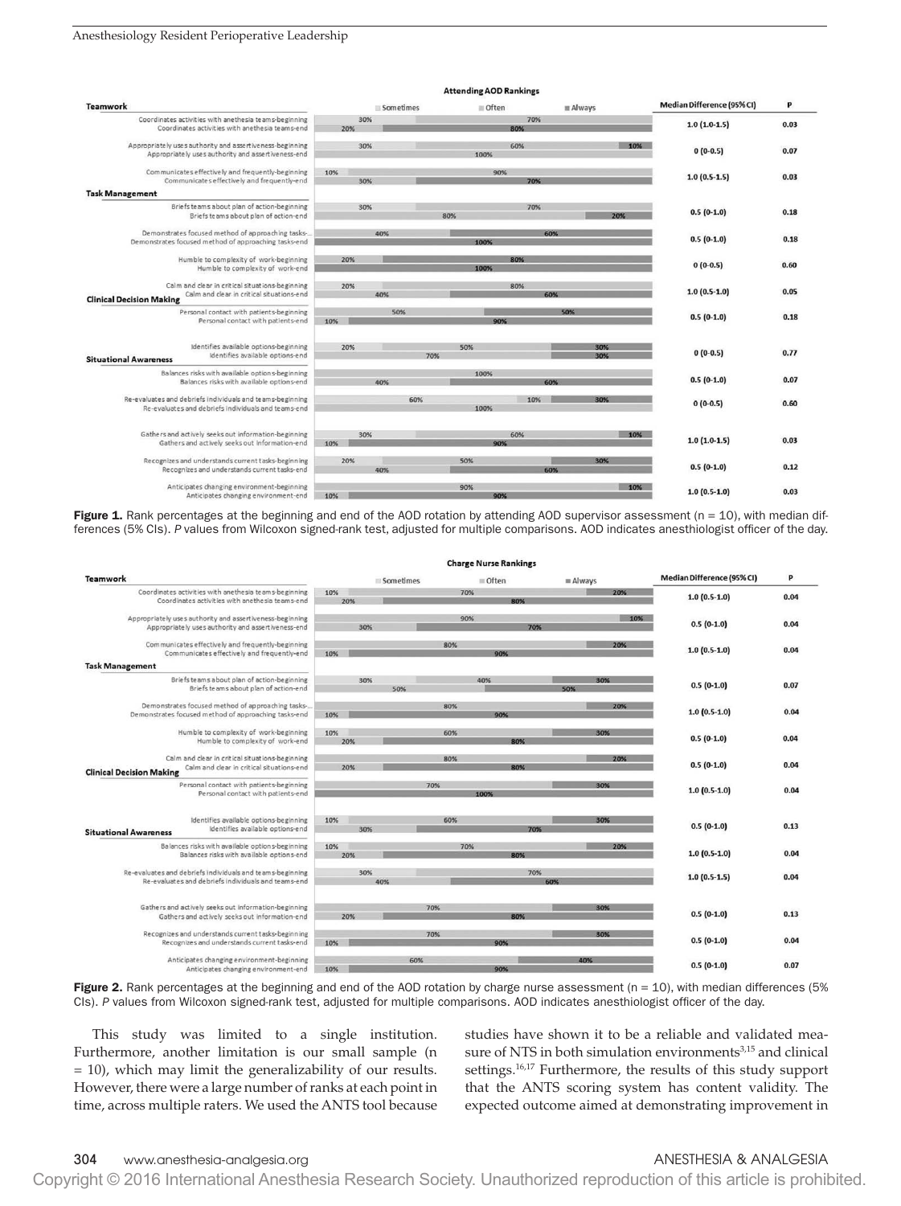**Attending AOD Rankings**

| Category / Item | Sometimes | Often | Always | Median Difference (95% CI) | P |
|---|---|---|---|---|---|
| **Teamwork** | | | | | |
| Coordinates activities with anesthesia teams-beginning | 30% | 70% | | 1.0 (1.0-1.5) | 0.03 |
| Coordinates activities with anesthesia teams-end | | 20% | 80% | | |
| Appropriately uses authority and assertiveness-beginning | 30% | 60% | 10% | 0 (0-0.5) | 0.07 |
| Appropriately uses authority and assertiveness-end | | 100% | | | |
| Communicates effectively and frequently-beginning | 10% | 90% | | 1.0 (0.5-1.5) | 0.03 |
| Communicates effectively and frequently-end | | 30% | 70% | | |
| **Task Management** | | | | | |
| Briefs teams about plan of action-beginning | 30% | 70% | | 0.5 (0-1.0) | 0.18 |
| Briefs teams about plan of action-end | | 80% | 20% | | |
| Demonstrates focused method of approaching tasks-beginning | 40% | 60% | | 0.5 (0-1.0) | 0.18 |
| Demonstrates focused method of approaching tasks-end | | | 100% | | |
| Humble to complexity of work-beginning | | 20% | 80% | 0 (0-0.5) | 0.60 |
| Humble to complexity of work-end | | | 100% | | |
| Calm and clear in critical situations-beginning | 20% | 80% | | 1.0 (0.5-1.0) | 0.05 |
| Calm and clear in critical situations-end | | 40% | 60% | | |
| **Clinical Decision Making** | | | | | |
| Personal contact with patients-beginning | | 50% | 50% | 0.5 (0-1.0) | 0.18 |
| Personal contact with patients-end | | 10% | 90% | | |
| Identifies available options-beginning | 20% | 50% | 30% | 0 (0-0.5) | 0.77 |
| Identifies available options-end | | 70% | 30% | | |
| **Situational Awareness** | | | | | |
| Balances risks with available options-beginning | | 100% | | 0.5 (0-1.0) | 0.07 |
| Balances risks with available options-end | | 40% | 60% | | |
| Re-evaluates and debriefs individuals and teams-beginning | 60% | 10% | 30% | 0 (0-0.5) | 0.60 |
| Re-evaluates and debriefs individuals and teams-end | | 100% | | | |
| Gathers and actively seeks out information-beginning | 30% | 60% | 10% | 1.0 (1.0-1.5) | 0.03 |
| Gathers and actively seeks out information-end | | 10% | 90% | | |
| Recognizes and understands current tasks-beginning | 20% | 50% | 30% | 0.5 (0-1.0) | 0.12 |
| Recognizes and understands current tasks-end | | 40% | 60% | | |
| Anticipates changing environment-beginning | | 90% | 10% | 1.0 (0.5-1.0) | 0.03 |
| Anticipates changing environment-end | | 10% | 90% | | |

**Figure 1.** Rank percentages at the beginning and end of the AOD rotation by attending AOD supervisor assessment (n = 10), with median differences (5% CIs). *P* values from Wilcoxon signed-rank test, adjusted for multiple comparisons. AOD indicates anesthiologist officer of the day.

**Charge Nurse Rankings**

| Category / Item | Sometimes | Often | Always | Median Difference (95% CI) | P |
|---|---|---|---|---|---|
| **Teamwork** | | | | | |
| Coordinates activities with anesthesia teams-beginning | 10% | 70% | 20% | 1.0 (0.5-1.0) | 0.04 |
| Coordinates activities with anesthesia teams-end | | 20% | 80% | | |
| Appropriately uses authority and assertiveness-beginning | | 90% | 10% | 0.5 (0-1.0) | 0.04 |
| Appropriately uses authority and assertiveness-end | | 30% | 70% | | |
| Communicates effectively and frequently-beginning | | 80% | 20% | 1.0 (0.5-1.0) | 0.04 |
| Communicates effectively and frequently-end | | 10% | 90% | | |
| **Task Management** | | | | | |
| Briefs teams about plan of action-beginning | 30% | 40% | 30% | 0.5 (0-1.0) | 0.07 |
| Briefs teams about plan of action-end | | 50% | 50% | | |
| Demonstrates focused method of approaching tasks-beginning | | 80% | 20% | 1.0 (0.5-1.0) | 0.04 |
| Demonstrates focused method of approaching tasks-end | | 10% | 90% | | |
| Humble to complexity of work-beginning | 10% | 60% | 30% | 0.5 (0-1.0) | 0.04 |
| Humble to complexity of work-end | | 20% | 80% | | |
| Calm and clear in critical situations-beginning | | 80% | 20% | 0.5 (0-1.0) | 0.04 |
| Calm and clear in critical situations-end | | 20% | 80% | | |
| **Clinical Decision Making** | | | | | |
| Personal contact with patients-beginning | | 70% | 30% | 1.0 (0.5-1.0) | 0.04 |
| Personal contact with patients-end | | | 100% | | |
| Identifies available options-beginning | 10% | 60% | 30% | 0.5 (0-1.0) | 0.13 |
| Identifies available options-end | | 30% | 70% | | |
| **Situational Awareness** | | | | | |
| Balances risks with available options-beginning | 10% | 70% | 20% | 1.0 (0.5-1.0) | 0.04 |
| Balances risks with available options-end | | 20% | 80% | | |
| Re-evaluates and debriefs individuals and teams-beginning | 30% | 70% | | 1.0 (0.5-1.5) | 0.04 |
| Re-evaluates and debriefs individuals and teams-end | | 40% | 60% | | |
| Gathers and actively seeks out information-beginning | | 70% | 30% | 0.5 (0-1.0) | 0.13 |
| Gathers and actively seeks out information-end | | 20% | 80% | | |
| Recognizes and understands current tasks-beginning | | 70% | 30% | 0.5 (0-1.0) | 0.04 |
| Recognizes and understands current tasks-end | | 10% | 90% | | |
| Anticipates changing environment-beginning | | 60% | 40% | 0.5 (0-1.0) | 0.07 |
| Anticipates changing environment-end | | 10% | 90% | | |

**Figure 2.** Rank percentages at the beginning and end of the AOD rotation by charge nurse assessment (n = 10), with median differences (5% CIs). *P* values from Wilcoxon signed-rank test, adjusted for multiple comparisons. AOD indicates anesthiologist officer of the day.

This study was limited to a single institution. Furthermore, another limitation is our small sample (n = 10), which may limit the generalizability of our results. However, there were a large number of ranks at each point in time, across multiple raters. We used the ANTS tool because studies have shown it to be a reliable and validated measure of NTS in both simulation environments[3,15] and clinical settings.[16,17] Furthermore, the results of this study support that the ANTS scoring system has content validity. The expected outcome aimed at demonstrating improvement in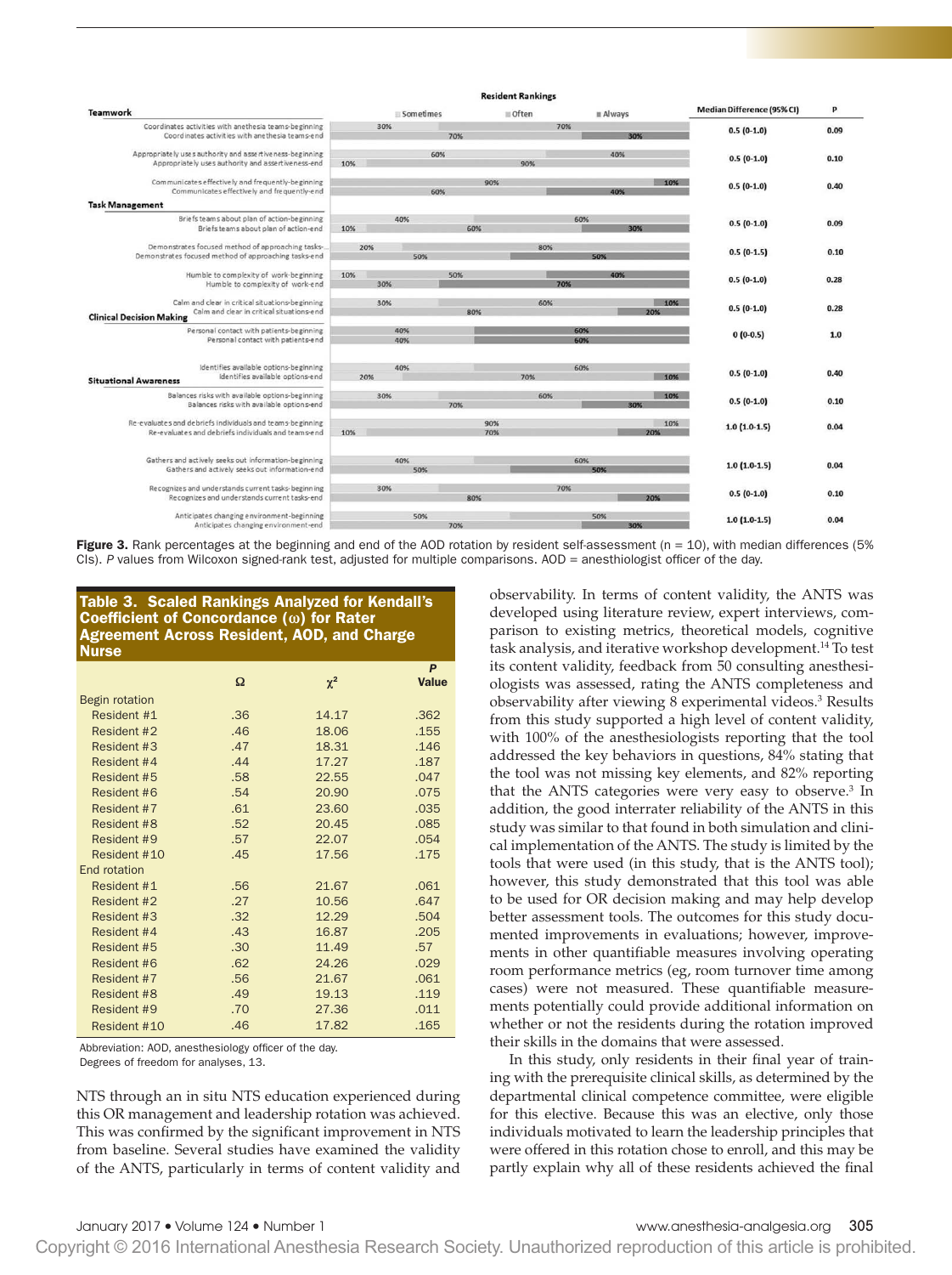**Resident Rankings** (Sometimes / Often / Always)

| Item | Beginning | End | Median Difference (95% CI) | P |
|---|---|---|---|---|
| **Teamwork** | | | | |
| Coordinates activities with anesthesia teams | 30%, 70% | 70%, 30% | 0.5 (0-1.0) | 0.09 |
| Appropriately uses authority and assertiveness | 60%, 40% | 10%, 90% | 0.5 (0-1.0) | 0.10 |
| Communicates effectively and frequently | 90%, 10% | 60%, 40% | 0.5 (0-1.0) | 0.40 |
| **Task Management** | | | | |
| Briefs teams about plan of action | 40%, 60% | 10%, 60%, 30% | 0.5 (0-1.0) | 0.09 |
| Demonstrates focused method of approaching tasks | 20%, 80% | 50%, 50% | 0.5 (0-1.5) | 0.10 |
| Humble to complexity of work | 10%, 50%, 40% | 30%, 70% | 0.5 (0-1.0) | 0.28 |
| Calm and clear in critical situations | 30%, 60%, 10% | 80%, 20% | 0.5 (0-1.0) | 0.28 |
| **Clinical Decision Making** | | | | |
| Personal contact with patients | 40%, 60% | 40%, 60% | 0 (0-0.5) | 1.0 |
| Identifies available options | 40%, 60% | 20%, 70%, 10% | 0.5 (0-1.0) | 0.40 |
| **Situational Awareness** | | | | |
| Balances risks with available options | 30%, 60%, 10% | 70%, 30% | 0.5 (0-1.0) | 0.10 |
| Re-evaluates and debriefs individuals and teams | 90%, 10% | 10%, 70%, 20% | 1.0 (1.0-1.5) | 0.04 |
| Gathers and actively seeks out information | 40%, 60% | 50%, 50% | 1.0 (1.0-1.5) | 0.04 |
| Recognizes and understands current tasks | 30%, 70% | 80%, 20% | 0.5 (0-1.0) | 0.10 |
| Anticipates changing environment | 50%, 50% | 70%, 30% | 1.0 (1.0-1.5) | 0.04 |

**Figure 3.** Rank percentages at the beginning and end of the AOD rotation by resident self-assessment (n = 10), with median differences (5% CIs). *P* values from Wilcoxon signed-rank test, adjusted for multiple comparisons. AOD = anesthiologist officer of the day.

**Table 3. Scaled Rankings Analyzed for Kendall's Coefficient of Concordance (ω) for Rater Agreement Across Resident, AOD, and Charge Nurse**

| | Ω | $\chi^2$ | *P* Value |
|---|---|---|---|
| Begin rotation | | | |
| Resident #1 | .36 | 14.17 | .362 |
| Resident #2 | .46 | 18.06 | .155 |
| Resident #3 | .47 | 18.31 | .146 |
| Resident #4 | .44 | 17.27 | .187 |
| Resident #5 | .58 | 22.55 | .047 |
| Resident #6 | .54 | 20.90 | .075 |
| Resident #7 | .61 | 23.60 | .035 |
| Resident #8 | .52 | 20.45 | .085 |
| Resident #9 | .57 | 22.07 | .054 |
| Resident #10 | .45 | 17.56 | .175 |
| End rotation | | | |
| Resident #1 | .56 | 21.67 | .061 |
| Resident #2 | .27 | 10.56 | .647 |
| Resident #3 | .32 | 12.29 | .504 |
| Resident #4 | .43 | 16.87 | .205 |
| Resident #5 | .30 | 11.49 | .57 |
| Resident #6 | .62 | 24.26 | .029 |
| Resident #7 | .56 | 21.67 | .061 |
| Resident #8 | .49 | 19.13 | .119 |
| Resident #9 | .70 | 27.36 | .011 |
| Resident #10 | .46 | 17.82 | .165 |

Abbreviation: AOD, anesthesiology officer of the day.
Degrees of freedom for analyses, 13.

NTS through an in situ NTS education experienced during this OR management and leadership rotation was achieved. This was confirmed by the significant improvement in NTS from baseline. Several studies have examined the validity of the ANTS, particularly in terms of content validity and observability. In terms of content validity, the ANTS was developed using literature review, expert interviews, comparison to existing metrics, theoretical models, cognitive task analysis, and iterative workshop development.[14] To test its content validity, feedback from 50 consulting anesthesiologists was assessed, rating the ANTS completeness and observability after viewing 8 experimental videos.[3] Results from this study supported a high level of content validity, with 100% of the anesthesiologists reporting that the tool addressed the key behaviors in questions, 84% stating that the tool was not missing key elements, and 82% reporting that the ANTS categories were very easy to observe.[3] In addition, the good interrater reliability of the ANTS in this study was similar to that found in both simulation and clinical implementation of the ANTS. The study is limited by the tools that were used (in this study, that is the ANTS tool); however, this study demonstrated that this tool was able to be used for OR decision making and may help develop better assessment tools. The outcomes for this study documented improvements in evaluations; however, improvements in other quantifiable measures involving operating room performance metrics (eg, room turnover time among cases) were not measured. These quantifiable measurements potentially could provide additional information on whether or not the residents during the rotation improved their skills in the domains that were assessed.

In this study, only residents in their final year of training with the prerequisite clinical skills, as determined by the departmental clinical competence committee, were eligible for this elective. Because this was an elective, only those individuals motivated to learn the leadership principles that were offered in this rotation chose to enroll, and this may be partly explain why all of these residents achieved the final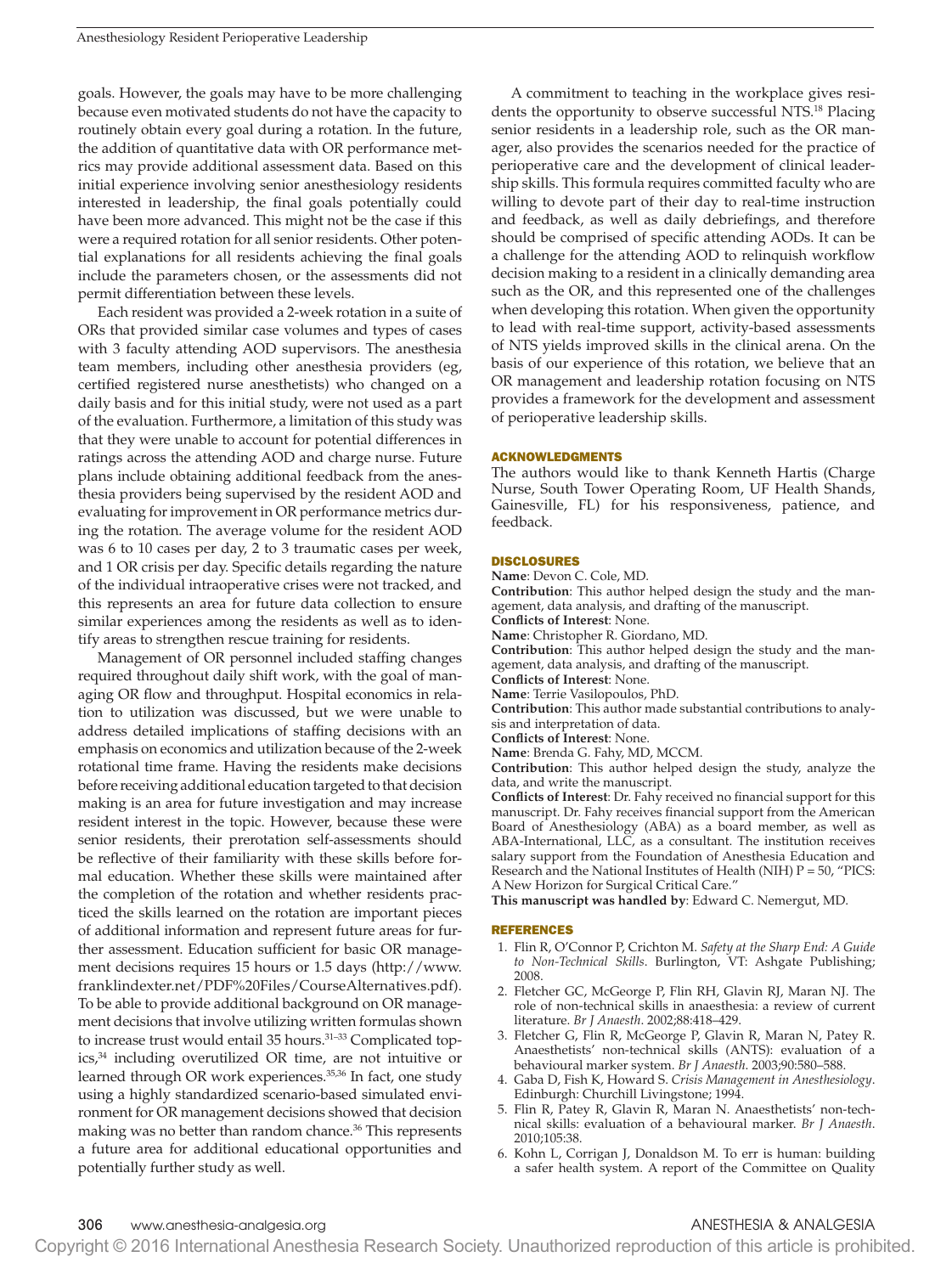goals. However, the goals may have to be more challenging because even motivated students do not have the capacity to routinely obtain every goal during a rotation. In the future, the addition of quantitative data with OR performance metrics may provide additional assessment data. Based on this initial experience involving senior anesthesiology residents interested in leadership, the final goals potentially could have been more advanced. This might not be the case if this were a required rotation for all senior residents. Other potential explanations for all residents achieving the final goals include the parameters chosen, or the assessments did not permit differentiation between these levels.

Each resident was provided a 2-week rotation in a suite of ORs that provided similar case volumes and types of cases with 3 faculty attending AOD supervisors. The anesthesia team members, including other anesthesia providers (eg, certified registered nurse anesthetists) who changed on a daily basis and for this initial study, were not used as a part of the evaluation. Furthermore, a limitation of this study was that they were unable to account for potential differences in ratings across the attending AOD and charge nurse. Future plans include obtaining additional feedback from the anesthesia providers being supervised by the resident AOD and evaluating for improvement in OR performance metrics during the rotation. The average volume for the resident AOD was 6 to 10 cases per day, 2 to 3 traumatic cases per week, and 1 OR crisis per day. Specific details regarding the nature of the individual intraoperative crises were not tracked, and this represents an area for future data collection to ensure similar experiences among the residents as well as to identify areas to strengthen rescue training for residents.

Management of OR personnel included staffing changes required throughout daily shift work, with the goal of managing OR flow and throughput. Hospital economics in relation to utilization was discussed, but we were unable to address detailed implications of staffing decisions with an emphasis on economics and utilization because of the 2-week rotational time frame. Having the residents make decisions before receiving additional education targeted to that decision making is an area for future investigation and may increase resident interest in the topic. However, because these were senior residents, their prerotation self-assessments should be reflective of their familiarity with these skills before formal education. Whether these skills were maintained after the completion of the rotation and whether residents practiced the skills learned on the rotation are important pieces of additional information and represent future areas for further assessment. Education sufficient for basic OR management decisions requires 15 hours or 1.5 days (http://www.franklindexter.net/PDF%20Files/CourseAlternatives.pdf). To be able to provide additional background on OR management decisions that involve utilizing written formulas shown to increase trust would entail 35 hours.[31–33] Complicated topics,[34] including overutilized OR time, are not intuitive or learned through OR work experiences.[35,36] In fact, one study using a highly standardized scenario-based simulated environment for OR management decisions showed that decision making was no better than random chance.[36] This represents a future area for additional educational opportunities and potentially further study as well.

A commitment to teaching in the workplace gives residents the opportunity to observe successful NTS.[18] Placing senior residents in a leadership role, such as the OR manager, also provides the scenarios needed for the practice of perioperative care and the development of clinical leadership skills. This formula requires committed faculty who are willing to devote part of their day to real-time instruction and feedback, as well as daily debriefings, and therefore should be comprised of specific attending AODs. It can be a challenge for the attending AOD to relinquish workflow decision making to a resident in a clinically demanding area such as the OR, and this represented one of the challenges when developing this rotation. When given the opportunity to lead with real-time support, activity-based assessments of NTS yields improved skills in the clinical arena. On the basis of our experience of this rotation, we believe that an OR management and leadership rotation focusing on NTS provides a framework for the development and assessment of perioperative leadership skills.

## ACKNOWLEDGMENTS

The authors would like to thank Kenneth Hartis (Charge Nurse, South Tower Operating Room, UF Health Shands, Gainesville, FL) for his responsiveness, patience, and feedback.

## DISCLOSURES

**Name**: Devon C. Cole, MD.
**Contribution**: This author helped design the study and the management, data analysis, and drafting of the manuscript.
**Conflicts of Interest**: None.
**Name**: Christopher R. Giordano, MD.
**Contribution**: This author helped design the study and the management, data analysis, and drafting of the manuscript.
**Conflicts of Interest**: None.
**Name**: Terrie Vasilopoulos, PhD.
**Contribution**: This author made substantial contributions to analysis and interpretation of data.
**Conflicts of Interest**: None.
**Name**: Brenda G. Fahy, MD, MCCM.
**Contribution**: This author helped design the study, analyze the data, and write the manuscript.
**Conflicts of Interest**: Dr. Fahy received no financial support for this manuscript. Dr. Fahy receives financial support from the American Board of Anesthesiology (ABA) as a board member, as well as ABA-International, LLC, as a consultant. The institution receives salary support from the Foundation of Anesthesia Education and Research and the National Institutes of Health (NIH) P = 50, "PICS: A New Horizon for Surgical Critical Care."
**This manuscript was handled by**: Edward C. Nemergut, MD.

## REFERENCES

1. Flin R, O'Connor P, Crichton M. *Safety at the Sharp End: A Guide to Non-Technical Skills*. Burlington, VT: Ashgate Publishing; 2008.
2. Fletcher GC, McGeorge P, Flin RH, Glavin RJ, Maran NJ. The role of non-technical skills in anaesthesia: a review of current literature. *Br J Anaesth*. 2002;88:418–429.
3. Fletcher G, Flin R, McGeorge P, Glavin R, Maran N, Patey R. Anaesthetists' non-technical skills (ANTS): evaluation of a behavioural marker system. *Br J Anaesth*. 2003;90:580–588.
4. Gaba D, Fish K, Howard S. *Crisis Management in Anesthesiology*. Edinburgh: Churchill Livingstone; 1994.
5. Flin R, Patey R, Glavin R, Maran N. Anaesthetists' non-technical skills: evaluation of a behavioural marker. *Br J Anaesth*. 2010;105:38.
6. Kohn L, Corrigan J, Donaldson M. To err is human: building a safer health system. A report of the Committee on Quality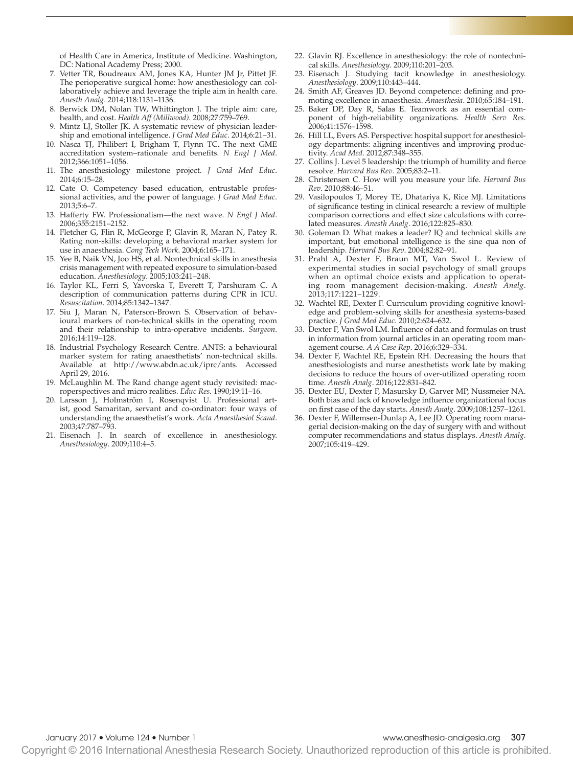of Health Care in America, Institute of Medicine. Washington, DC: National Academy Press; 2000.

7. Vetter TR, Boudreaux AM, Jones KA, Hunter JM Jr, Pittet JF. The perioperative surgical home: how anesthesiology can collaboratively achieve and leverage the triple aim in health care. *Anesth Analg*. 2014;118:1131–1136.
8. Berwick DM, Nolan TW, Whittington J. The triple aim: care, health, and cost. *Health Aff (Millwood)*. 2008;27:759–769.
9. Mintz LJ, Stoller JK. A systematic review of physician leadership and emotional intelligence. *J Grad Med Educ*. 2014;6:21–31.
10. Nasca TJ, Philibert I, Brigham T, Flynn TC. The next GME accreditation system–rationale and benefits. *N Engl J Med*. 2012;366:1051–1056.
11. The anesthesiology milestone project. *J Grad Med Educ*. 2014;6:15–28.
12. Cate O. Competency based education, entrustable professional activities, and the power of language. *J Grad Med Educ*. 2013;5:6–7.
13. Hafferty FW. Professionalism—the next wave. *N Engl J Med*. 2006;355:2151–2152.
14. Fletcher G, Flin R, McGeorge P, Glavin R, Maran N, Patey R. Rating non-skills: developing a behavioral marker system for use in anaesthesia. *Cong Tech Work*. 2004;6:165–171.
15. Yee B, Naik VN, Joo HS, et al. Nontechnical skills in anesthesia crisis management with repeated exposure to simulation-based education. *Anesthesiology*. 2005;103:241–248.
16. Taylor KL, Ferri S, Yavorska T, Everett T, Parshuram C. A description of communication patterns during CPR in ICU. *Resuscitation*. 2014;85:1342–1347.
17. Siu J, Maran N, Paterson-Brown S. Observation of behavioural markers of non-technical skills in the operating room and their relationship to intra-operative incidents. *Surgeon*. 2016;14:119–128.
18. Industrial Psychology Research Centre. ANTS: a behavioural marker system for rating anaesthetists' non-technical skills. Available at http://www.abdn.ac.uk/iprc/ants. Accessed April 29, 2016.
19. McLaughlin M. The Rand change agent study revisited: macroperspectives and micro realities. *Educ Res*. 1990;19:11–16.
20. Larsson J, Holmström I, Rosenqvist U. Professional artist, good Samaritan, servant and co-ordinator: four ways of understanding the anaesthetist's work. *Acta Anaesthesiol Scand*. 2003;47:787–793.
21. Eisenach J. In search of excellence in anesthesiology. *Anesthesiology*. 2009;110:4–5.
22. Glavin RJ. Excellence in anesthesiology: the role of nontechnical skills. *Anesthesiology*. 2009;110:201–203.
23. Eisenach J. Studying tacit knowledge in anesthesiology. *Anesthesiology*. 2009;110:443–444.
24. Smith AF, Greaves JD. Beyond competence: defining and promoting excellence in anaesthesia. *Anaesthesia*. 2010;65:184–191.
25. Baker DP, Day R, Salas E. Teamwork as an essential component of high-reliability organizations. *Health Serv Res*. 2006;41:1576–1598.
26. Hill LL, Evers AS. Perspective: hospital support for anesthesiology departments: aligning incentives and improving productivity. *Acad Med*. 2012;87:348–355.
27. Collins J. Level 5 leadership: the triumph of humility and fierce resolve. *Harvard Bus Rev*. 2005;83:2–11.
28. Christensen C. How will you measure your life. *Harvard Bus Rev*. 2010;88:46–51.
29. Vasilopoulos T, Morey TE, Dhatariya K, Rice MJ. Limitations of significance testing in clinical research: a review of multiple comparison corrections and effect size calculations with correlated measures. *Anesth Analg*. 2016;122:825–830.
30. Goleman D. What makes a leader? IQ and technical skills are important, but emotional intelligence is the sine qua non of leadership. *Harvard Bus Rev*. 2004;82:82–91.
31. Prahl A, Dexter F, Braun MT, Van Swol L. Review of experimental studies in social psychology of small groups when an optimal choice exists and application to operating room management decision-making. *Anesth Analg*. 2013;117:1221–1229.
32. Wachtel RE, Dexter F. Curriculum providing cognitive knowledge and problem-solving skills for anesthesia systems-based practice. *J Grad Med Educ*. 2010;2:624–632.
33. Dexter F, Van Swol LM. Influence of data and formulas on trust in information from journal articles in an operating room management course. *A A Case Rep*. 2016;6:329–334.
34. Dexter F, Wachtel RE, Epstein RH. Decreasing the hours that anesthesiologists and nurse anesthetists work late by making decisions to reduce the hours of over-utilized operating room time. *Anesth Analg*. 2016;122:831–842.
35. Dexter EU, Dexter F, Masursky D, Garver MP, Nussmeier NA. Both bias and lack of knowledge influence organizational focus on first case of the day starts. *Anesth Analg*. 2009;108:1257–1261.
36. Dexter F, Willemsen-Dunlap A, Lee JD. Operating room managerial decision-making on the day of surgery with and without computer recommendations and status displays. *Anesth Analg*. 2007;105:419–429.